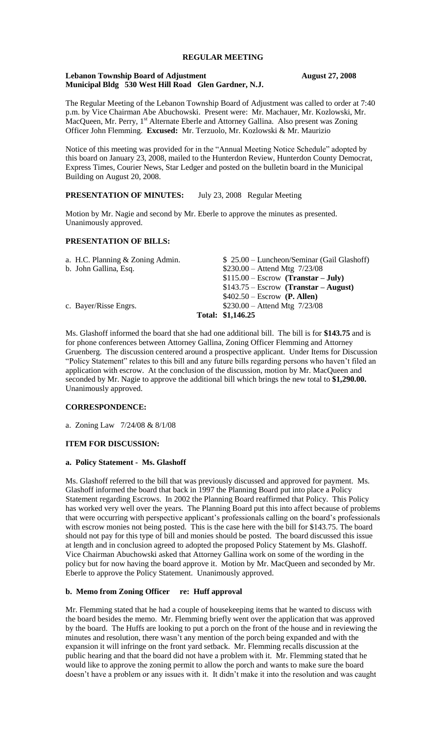# REGULAR MEETING

**Lebanon Township Board of Adjustment** **August 27, 2008**
**Municipal Bldg 530 West Hill Road Glen Gardner, N.J.**

The Regular Meeting of the Lebanon Township Board of Adjustment was called to order at 7:40 p.m. by Vice Chairman Abe Abuchowski. Present were: Mr. Machauer, Mr. Kozlowski, Mr. MacQueen, Mr. Perry, 1st Alternate Eberle and Attorney Gallina. Also present was Zoning Officer John Flemming. **Excused:** Mr. Terzuolo, Mr. Kozlowski & Mr. Maurizio

Notice of this meeting was provided for in the "Annual Meeting Notice Schedule" adopted by this board on January 23, 2008, mailed to the Hunterdon Review, Hunterdon County Democrat, Express Times, Courier News, Star Ledger and posted on the bulletin board in the Municipal Building on August 20, 2008.

**PRESENTATION OF MINUTES:** July 23, 2008 Regular Meeting

Motion by Mr. Nagie and second by Mr. Eberle to approve the minutes as presented. Unanimously approved.

**PRESENTATION OF BILLS:**

| | |
|---|---|
| a. H.C. Planning & Zoning Admin. | $ 25.00 – Luncheon/Seminar (Gail Glashoff) |
| b. John Gallina, Esq. | $230.00 – Attend Mtg 7/23/08 |
| | $115.00 – Escrow **(Transtar – July)** |
| | $143.75 – Escrow **(Transtar – August)** |
| | $402.50 – Escrow **(P. Allen)** |
| c. Bayer/Risse Engrs. | $230.00 – Attend Mtg 7/23/08 |
| **Total:** | **$1,146.25** |

Ms. Glashoff informed the board that she had one additional bill. The bill is for **$143.75** and is for phone conferences between Attorney Gallina, Zoning Officer Flemming and Attorney Gruenberg. The discussion centered around a prospective applicant. Under Items for Discussion "Policy Statement" relates to this bill and any future bills regarding persons who haven't filed an application with escrow. At the conclusion of the discussion, motion by Mr. MacQueen and seconded by Mr. Nagie to approve the additional bill which brings the new total to **$1,290.00.** Unanimously approved.

**CORRESPONDENCE:**

a. Zoning Law 7/24/08 & 8/1/08

**ITEM FOR DISCUSSION:**

**a. Policy Statement - Ms. Glashoff**

Ms. Glashoff referred to the bill that was previously discussed and approved for payment. Ms. Glashoff informed the board that back in 1997 the Planning Board put into place a Policy Statement regarding Escrows. In 2002 the Planning Board reaffirmed that Policy. This Policy has worked very well over the years. The Planning Board put this into affect because of problems that were occurring with perspective applicant's professionals calling on the board's professionals with escrow monies not being posted. This is the case here with the bill for $143.75. The board should not pay for this type of bill and monies should be posted. The board discussed this issue at length and in conclusion agreed to adopted the proposed Policy Statement by Ms. Glashoff. Vice Chairman Abuchowski asked that Attorney Gallina work on some of the wording in the policy but for now having the board approve it. Motion by Mr. MacQueen and seconded by Mr. Eberle to approve the Policy Statement. Unanimously approved.

**b. Memo from Zoning Officer re: Huff approval**

Mr. Flemming stated that he had a couple of housekeeping items that he wanted to discuss with the board besides the memo. Mr. Flemming briefly went over the application that was approved by the board. The Huffs are looking to put a porch on the front of the house and in reviewing the minutes and resolution, there wasn't any mention of the porch being expanded and with the expansion it will infringe on the front yard setback. Mr. Flemming recalls discussion at the public hearing and that the board did not have a problem with it. Mr. Flemming stated that he would like to approve the zoning permit to allow the porch and wants to make sure the board doesn't have a problem or any issues with it. It didn't make it into the resolution and was caught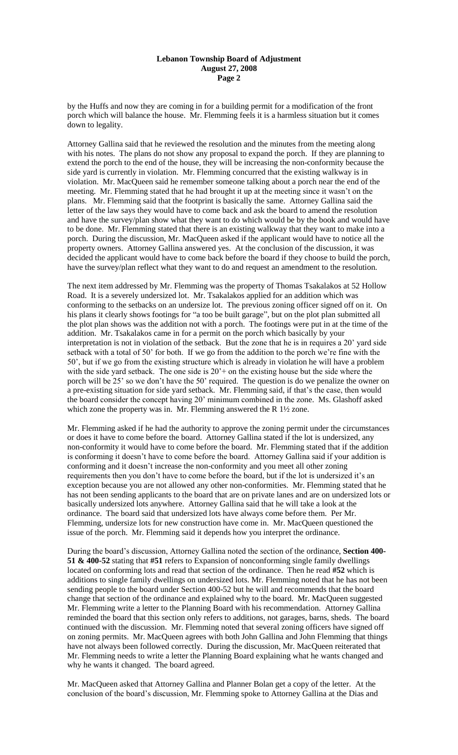by the Huffs and now they are coming in for a building permit for a modification of the front porch which will balance the house. Mr. Flemming feels it is a harmless situation but it comes down to legality.

Attorney Gallina said that he reviewed the resolution and the minutes from the meeting along with his notes. The plans do not show any proposal to expand the porch. If they are planning to extend the porch to the end of the house, they will be increasing the non-conformity because the side yard is currently in violation. Mr. Flemming concurred that the existing walkway is in violation. Mr. MacQueen said he remember someone talking about a porch near the end of the meeting. Mr. Flemming stated that he had brought it up at the meeting since it wasn't on the plans. Mr. Flemming said that the footprint is basically the same. Attorney Gallina said the letter of the law says they would have to come back and ask the board to amend the resolution and have the survey/plan show what they want to do which would be by the book and would have to be done. Mr. Flemming stated that there is an existing walkway that they want to make into a porch. During the discussion, Mr. MacQueen asked if the applicant would have to notice all the property owners. Attorney Gallina answered yes. At the conclusion of the discussion, it was decided the applicant would have to come back before the board if they choose to build the porch, have the survey/plan reflect what they want to do and request an amendment to the resolution.

The next item addressed by Mr. Flemming was the property of Thomas Tsakalakos at 52 Hollow Road. It is a severely undersized lot. Mr. Tsakalakos applied for an addition which was conforming to the setbacks on an undersize lot. The previous zoning officer signed off on it. On his plans it clearly shows footings for "a too be built garage", but on the plot plan submitted all the plot plan shows was the addition not with a porch. The footings were put in at the time of the addition. Mr. Tsakalakos came in for a permit on the porch which basically by your interpretation is not in violation of the setback. But the zone that he is in requires a 20' yard side setback with a total of 50' for both. If we go from the addition to the porch we're fine with the 50', but if we go from the existing structure which is already in violation he will have a problem with the side yard setback. The one side is 20'+ on the existing house but the side where the porch will be 25' so we don't have the 50' required. The question is do we penalize the owner on a pre-existing situation for side yard setback. Mr. Flemming said, if that's the case, then would the board consider the concept having 20' minimum combined in the zone. Ms. Glashoff asked which zone the property was in. Mr. Flemming answered the R 1½ zone.

Mr. Flemming asked if he had the authority to approve the zoning permit under the circumstances or does it have to come before the board. Attorney Gallina stated if the lot is undersized, any non-conformity it would have to come before the board. Mr. Flemming stated that if the addition is conforming it doesn't have to come before the board. Attorney Gallina said if your addition is conforming and it doesn't increase the non-conformity and you meet all other zoning requirements then you don't have to come before the board, but if the lot is undersized it's an exception because you are not allowed any other non-conformities. Mr. Flemming stated that he has not been sending applicants to the board that are on private lanes and are on undersized lots or basically undersized lots anywhere. Attorney Gallina said that he will take a look at the ordinance. The board said that undersized lots have always come before them. Per Mr. Flemming, undersize lots for new construction have come in. Mr. MacQueen questioned the issue of the porch. Mr. Flemming said it depends how you interpret the ordinance.

During the board's discussion, Attorney Gallina noted the section of the ordinance, **Section 400-51 & 400-52** stating that **#51** refers to Expansion of nonconforming single family dwellings located on conforming lots and read that section of the ordinance. Then he read **#52** which is additions to single family dwellings on undersized lots. Mr. Flemming noted that he has not been sending people to the board under Section 400-52 but he will and recommends that the board change that section of the ordinance and explained why to the board. Mr. MacQueen suggested Mr. Flemming write a letter to the Planning Board with his recommendation. Attorney Gallina reminded the board that this section only refers to additions, not garages, barns, sheds. The board continued with the discussion. Mr. Flemming noted that several zoning officers have signed off on zoning permits. Mr. MacQueen agrees with both John Gallina and John Flemming that things have not always been followed correctly. During the discussion, Mr. MacQueen reiterated that Mr. Flemming needs to write a letter the Planning Board explaining what he wants changed and why he wants it changed. The board agreed.

Mr. MacQueen asked that Attorney Gallina and Planner Bolan get a copy of the letter. At the conclusion of the board's discussion, Mr. Flemming spoke to Attorney Gallina at the Dias and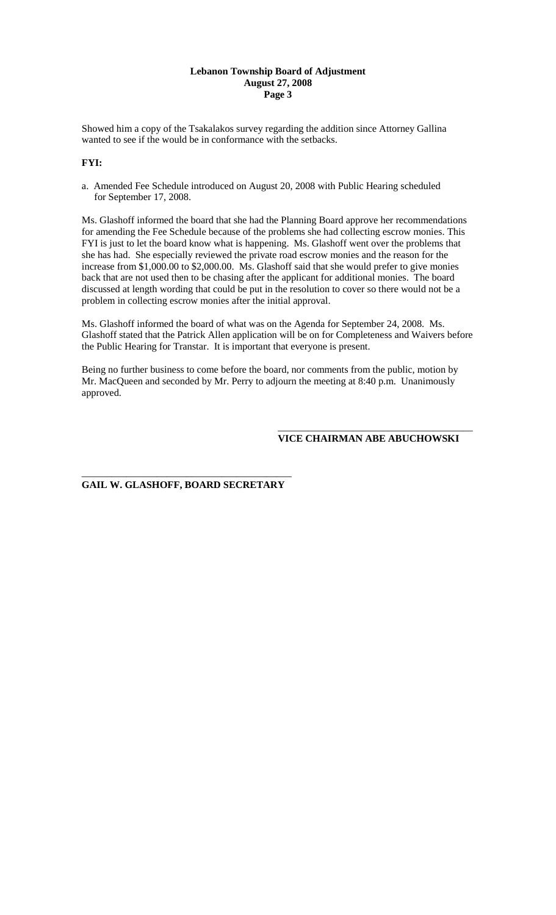Showed him a copy of the Tsakalakos survey regarding the addition since Attorney Gallina wanted to see if the would be in conformance with the setbacks.

**FYI:**

a. Amended Fee Schedule introduced on August 20, 2008 with Public Hearing scheduled for September 17, 2008.

Ms. Glashoff informed the board that she had the Planning Board approve her recommendations for amending the Fee Schedule because of the problems she had collecting escrow monies. This FYI is just to let the board know what is happening. Ms. Glashoff went over the problems that she has had. She especially reviewed the private road escrow monies and the reason for the increase from $1,000.00 to $2,000.00. Ms. Glashoff said that she would prefer to give monies back that are not used then to be chasing after the applicant for additional monies. The board discussed at length wording that could be put in the resolution to cover so there would not be a problem in collecting escrow monies after the initial approval.

Ms. Glashoff informed the board of what was on the Agenda for September 24, 2008. Ms. Glashoff stated that the Patrick Allen application will be on for Completeness and Waivers before the Public Hearing for Transtar. It is important that everyone is present.

Being no further business to come before the board, nor comments from the public, motion by Mr. MacQueen and seconded by Mr. Perry to adjourn the meeting at 8:40 p.m. Unanimously approved.

\_\_\_\_\_\_\_\_\_\_\_\_\_\_\_\_\_\_\_\_\_\_\_\_\_\_\_\_\_\_\_\_\_\_\_\_\_\_

**VICE CHAIRMAN ABE ABUCHOWSKI**

\_\_\_\_\_\_\_\_\_\_\_\_\_\_\_\_\_\_\_\_\_\_\_\_\_\_\_\_\_\_\_\_\_\_\_\_\_\_

**GAIL W. GLASHOFF, BOARD SECRETARY**